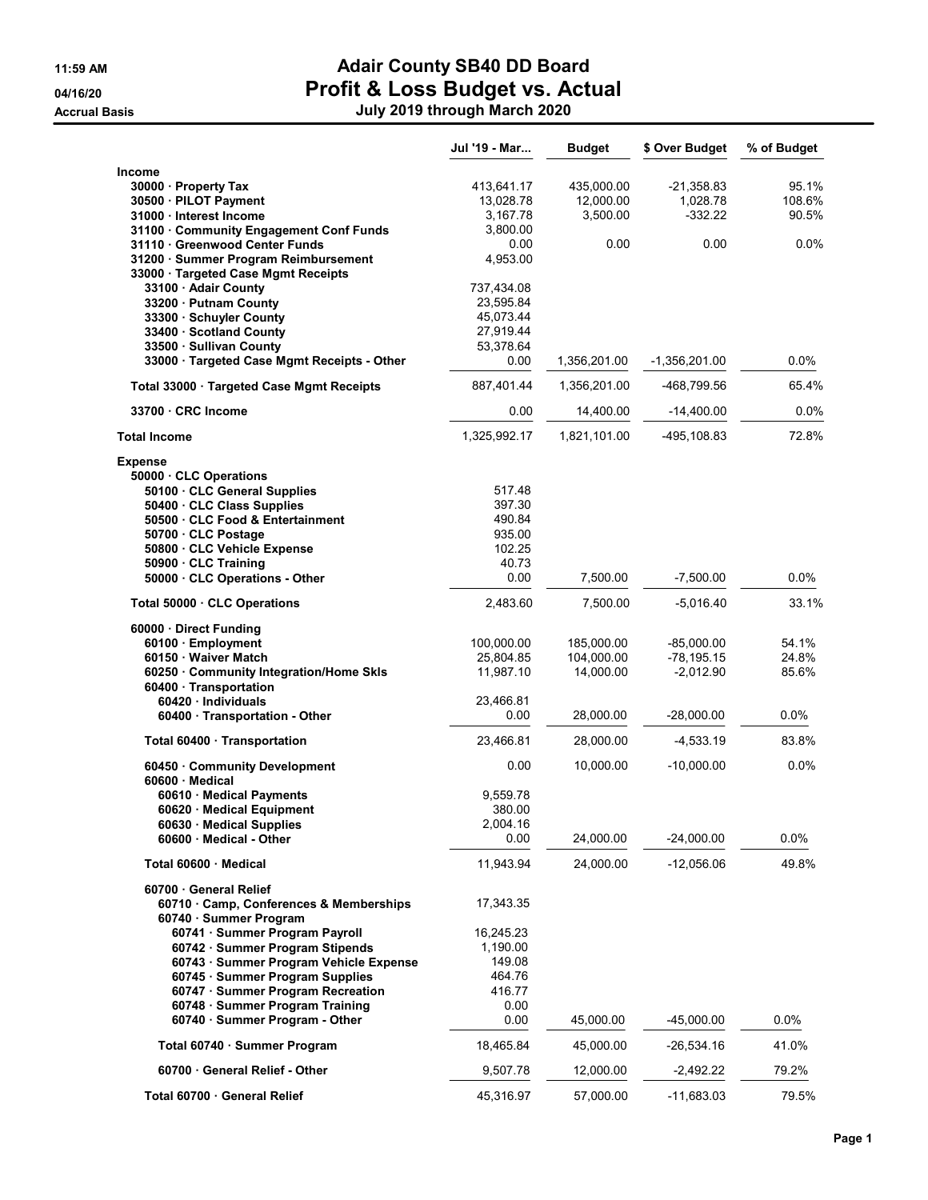# Adair County SB40 DD Board

## Profit & Loss Budget vs. Actual

### July 2019 through March 2020

11:59 AM

04/16/20

Accrual Basis

| | Jul '19 - Mar... | Budget | $ Over Budget | % of Budget |
|---|---|---|---|---|
| **Income** | | | | |
| 30000 · Property Tax | 413,641.17 | 435,000.00 | -21,358.83 | 95.1% |
| 30500 · PILOT Payment | 13,028.78 | 12,000.00 | 1,028.78 | 108.6% |
| 31000 · Interest Income | 3,167.78 | 3,500.00 | -332.22 | 90.5% |
| 31100 · Community Engagement Conf Funds | 3,800.00 | | | |
| 31110 · Greenwood Center Funds | 0.00 | 0.00 | 0.00 | 0.0% |
| 31200 · Summer Program Reimbursement | 4,953.00 | | | |
| 33000 · Targeted Case Mgmt Receipts | | | | |
| 33100 · Adair County | 737,434.08 | | | |
| 33200 · Putnam County | 23,595.84 | | | |
| 33300 · Schuyler County | 45,073.44 | | | |
| 33400 · Scotland County | 27,919.44 | | | |
| 33500 · Sullivan County | 53,378.64 | | | |
| 33000 · Targeted Case Mgmt Receipts - Other | 0.00 | 1,356,201.00 | -1,356,201.00 | 0.0% |
| Total 33000 · Targeted Case Mgmt Receipts | 887,401.44 | 1,356,201.00 | -468,799.56 | 65.4% |
| 33700 · CRC Income | 0.00 | 14,400.00 | -14,400.00 | 0.0% |
| **Total Income** | 1,325,992.17 | 1,821,101.00 | -495,108.83 | 72.8% |
| **Expense** | | | | |
| 50000 · CLC Operations | | | | |
| 50100 · CLC General Supplies | 517.48 | | | |
| 50400 · CLC Class Supplies | 397.30 | | | |
| 50500 · CLC Food & Entertainment | 490.84 | | | |
| 50700 · CLC Postage | 935.00 | | | |
| 50800 · CLC Vehicle Expense | 102.25 | | | |
| 50900 · CLC Training | 40.73 | | | |
| 50000 · CLC Operations - Other | 0.00 | 7,500.00 | -7,500.00 | 0.0% |
| Total 50000 · CLC Operations | 2,483.60 | 7,500.00 | -5,016.40 | 33.1% |
| 60000 · Direct Funding | | | | |
| 60100 · Employment | 100,000.00 | 185,000.00 | -85,000.00 | 54.1% |
| 60150 · Waiver Match | 25,804.85 | 104,000.00 | -78,195.15 | 24.8% |
| 60250 · Community Integration/Home Skls | 11,987.10 | 14,000.00 | -2,012.90 | 85.6% |
| 60400 · Transportation | | | | |
| 60420 · Individuals | 23,466.81 | | | |
| 60400 · Transportation - Other | 0.00 | 28,000.00 | -28,000.00 | 0.0% |
| Total 60400 · Transportation | 23,466.81 | 28,000.00 | -4,533.19 | 83.8% |
| 60450 · Community Development | 0.00 | 10,000.00 | -10,000.00 | 0.0% |
| 60600 · Medical | | | | |
| 60610 · Medical Payments | 9,559.78 | | | |
| 60620 · Medical Equipment | 380.00 | | | |
| 60630 · Medical Supplies | 2,004.16 | | | |
| 60600 · Medical - Other | 0.00 | 24,000.00 | -24,000.00 | 0.0% |
| Total 60600 · Medical | 11,943.94 | 24,000.00 | -12,056.06 | 49.8% |
| 60700 · General Relief | | | | |
| 60710 · Camp, Conferences & Memberships | 17,343.35 | | | |
| 60740 · Summer Program | | | | |
| 60741 · Summer Program Payroll | 16,245.23 | | | |
| 60742 · Summer Program Stipends | 1,190.00 | | | |
| 60743 · Summer Program Vehicle Expense | 149.08 | | | |
| 60745 · Summer Program Supplies | 464.76 | | | |
| 60747 · Summer Program Recreation | 416.77 | | | |
| 60748 · Summer Program Training | 0.00 | | | |
| 60740 · Summer Program - Other | 0.00 | 45,000.00 | -45,000.00 | 0.0% |
| Total 60740 · Summer Program | 18,465.84 | 45,000.00 | -26,534.16 | 41.0% |
| 60700 · General Relief - Other | 9,507.78 | 12,000.00 | -2,492.22 | 79.2% |
| Total 60700 · General Relief | 45,316.97 | 57,000.00 | -11,683.03 | 79.5% |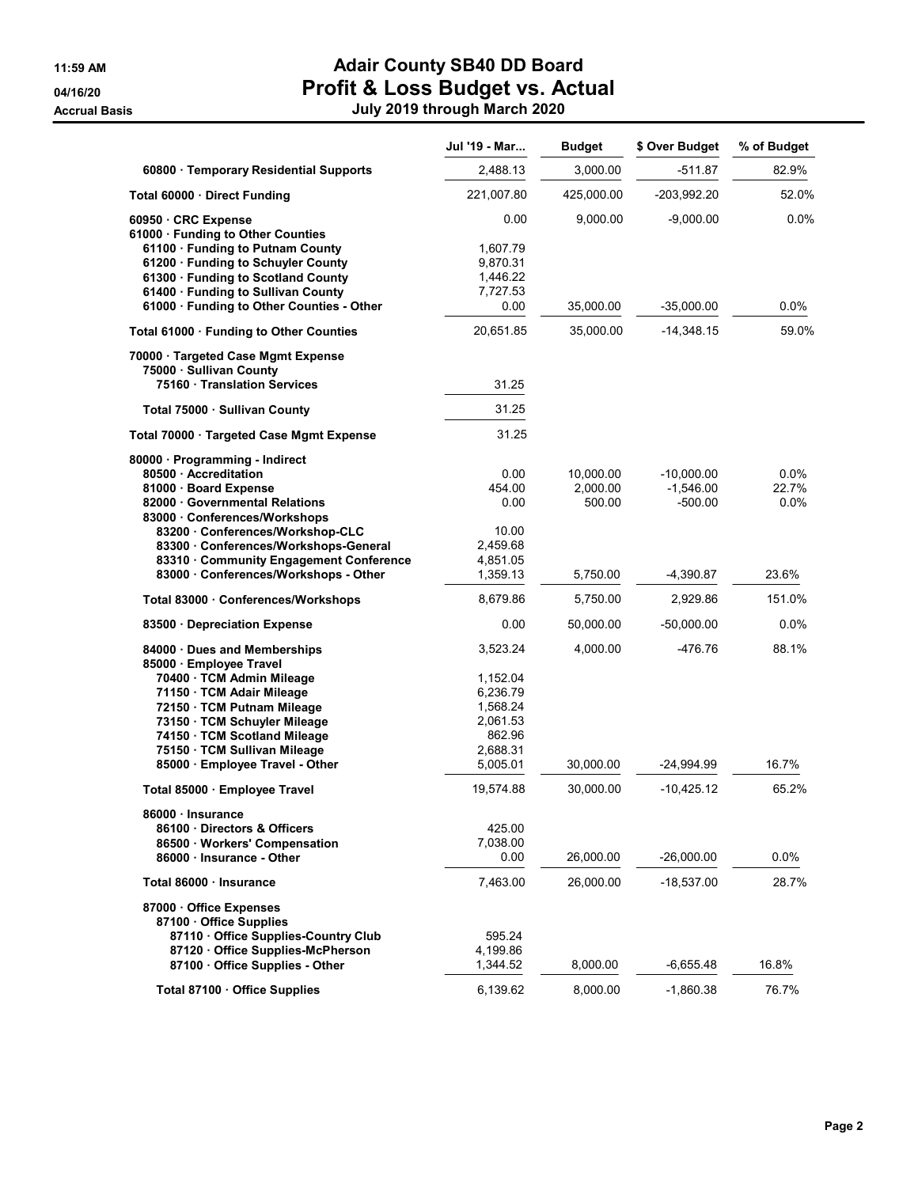# Adair County SB40 DD Board
## Profit & Loss Budget vs. Actual
### July 2019 through March 2020

11:59 AM
04/16/20
Accrual Basis

| | Jul '19 - Mar... | Budget | $ Over Budget | % of Budget |
|---|---|---|---|---|
| 60800 · Temporary Residential Supports | 2,488.13 | 3,000.00 | -511.87 | 82.9% |
| **Total 60000 · Direct Funding** | 221,007.80 | 425,000.00 | -203,992.20 | 52.0% |
| 60950 · CRC Expense | 0.00 | 9,000.00 | -9,000.00 | 0.0% |
| 61000 · Funding to Other Counties | | | | |
| 61100 · Funding to Putnam County | 1,607.79 | | | |
| 61200 · Funding to Schuyler County | 9,870.31 | | | |
| 61300 · Funding to Scotland County | 1,446.22 | | | |
| 61400 · Funding to Sullivan County | 7,727.53 | | | |
| 61000 · Funding to Other Counties - Other | 0.00 | 35,000.00 | -35,000.00 | 0.0% |
| **Total 61000 · Funding to Other Counties** | 20,651.85 | 35,000.00 | -14,348.15 | 59.0% |
| 70000 · Targeted Case Mgmt Expense | | | | |
| 75000 · Sullivan County | | | | |
| 75160 · Translation Services | 31.25 | | | |
| **Total 75000 · Sullivan County** | 31.25 | | | |
| **Total 70000 · Targeted Case Mgmt Expense** | 31.25 | | | |
| 80000 · Programming - Indirect | | | | |
| 80500 · Accreditation | 0.00 | 10,000.00 | -10,000.00 | 0.0% |
| 81000 · Board Expense | 454.00 | 2,000.00 | -1,546.00 | 22.7% |
| 82000 · Governmental Relations | 0.00 | 500.00 | -500.00 | 0.0% |
| 83000 · Conferences/Workshops | | | | |
| 83200 · Conferences/Workshop-CLC | 10.00 | | | |
| 83300 · Conferences/Workshops-General | 2,459.68 | | | |
| 83310 · Community Engagement Conference | 4,851.05 | | | |
| 83000 · Conferences/Workshops - Other | 1,359.13 | 5,750.00 | -4,390.87 | 23.6% |
| **Total 83000 · Conferences/Workshops** | 8,679.86 | 5,750.00 | 2,929.86 | 151.0% |
| 83500 · Depreciation Expense | 0.00 | 50,000.00 | -50,000.00 | 0.0% |
| 84000 · Dues and Memberships | 3,523.24 | 4,000.00 | -476.76 | 88.1% |
| 85000 · Employee Travel | | | | |
| 70400 · TCM Admin Mileage | 1,152.04 | | | |
| 71150 · TCM Adair Mileage | 6,236.79 | | | |
| 72150 · TCM Putnam Mileage | 1,568.24 | | | |
| 73150 · TCM Schuyler Mileage | 2,061.53 | | | |
| 74150 · TCM Scotland Mileage | 862.96 | | | |
| 75150 · TCM Sullivan Mileage | 2,688.31 | | | |
| 85000 · Employee Travel - Other | 5,005.01 | 30,000.00 | -24,994.99 | 16.7% |
| **Total 85000 · Employee Travel** | 19,574.88 | 30,000.00 | -10,425.12 | 65.2% |
| 86000 · Insurance | | | | |
| 86100 · Directors & Officers | 425.00 | | | |
| 86500 · Workers' Compensation | 7,038.00 | | | |
| 86000 · Insurance - Other | 0.00 | 26,000.00 | -26,000.00 | 0.0% |
| **Total 86000 · Insurance** | 7,463.00 | 26,000.00 | -18,537.00 | 28.7% |
| 87000 · Office Expenses | | | | |
| 87100 · Office Supplies | | | | |
| 87110 · Office Supplies-Country Club | 595.24 | | | |
| 87120 · Office Supplies-McPherson | 4,199.86 | | | |
| 87100 · Office Supplies - Other | 1,344.52 | 8,000.00 | -6,655.48 | 16.8% |
| **Total 87100 · Office Supplies** | 6,139.62 | 8,000.00 | -1,860.38 | 76.7% |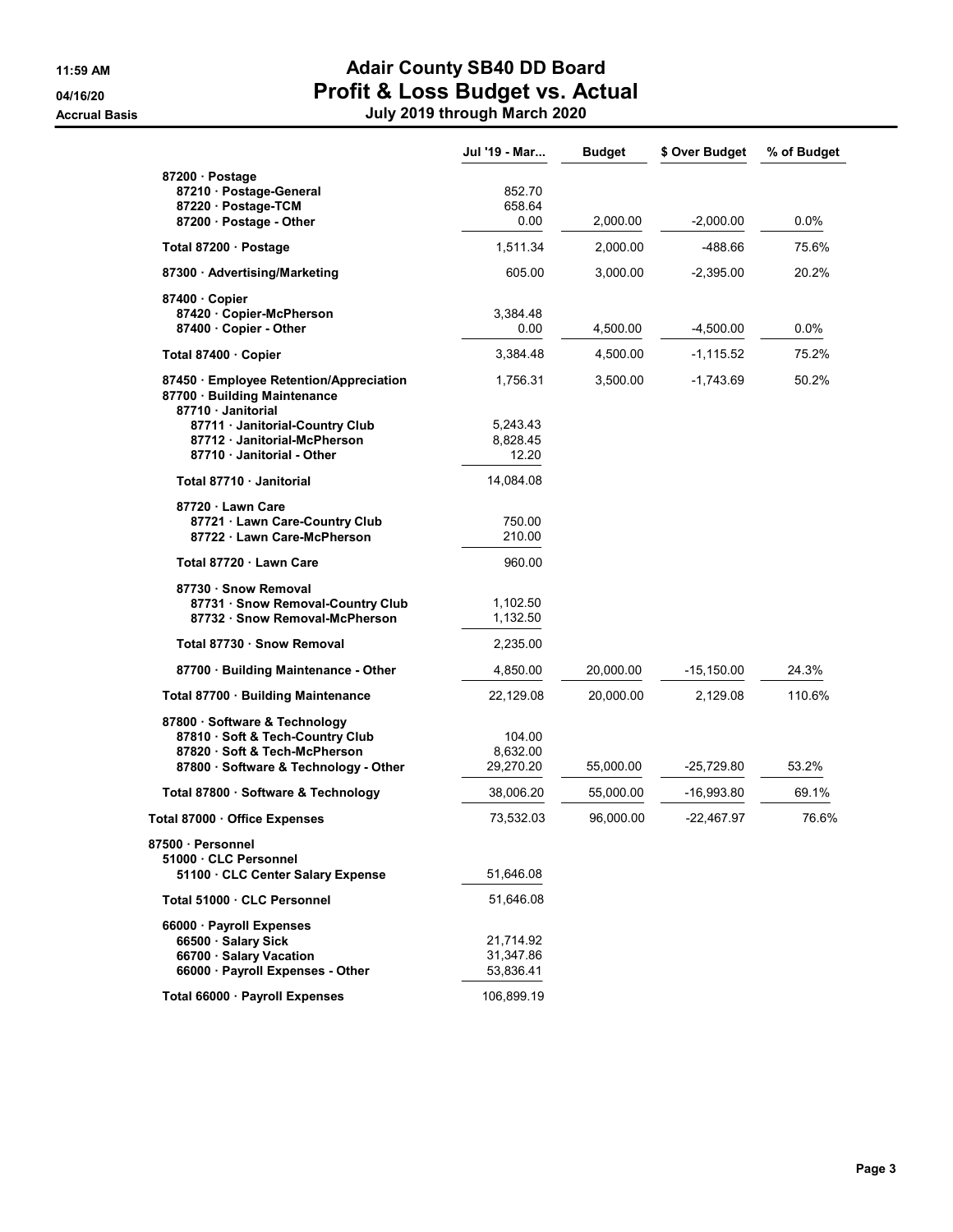# Adair County SB40 DD Board

## Profit & Loss Budget vs. Actual

### July 2019 through March 2020

11:59 AM
04/16/20
Accrual Basis

| | Jul '19 - Mar... | Budget | $ Over Budget | % of Budget |
|---|---|---|---|---|
| 87200 · Postage | | | | |
| 87210 · Postage-General | 852.70 | | | |
| 87220 · Postage-TCM | 658.64 | | | |
| 87200 · Postage - Other | 0.00 | 2,000.00 | -2,000.00 | 0.0% |
| Total 87200 · Postage | 1,511.34 | 2,000.00 | -488.66 | 75.6% |
| 87300 · Advertising/Marketing | 605.00 | 3,000.00 | -2,395.00 | 20.2% |
| 87400 · Copier | | | | |
| 87420 · Copier-McPherson | 3,384.48 | | | |
| 87400 · Copier - Other | 0.00 | 4,500.00 | -4,500.00 | 0.0% |
| Total 87400 · Copier | 3,384.48 | 4,500.00 | -1,115.52 | 75.2% |
| 87450 · Employee Retention/Appreciation | 1,756.31 | 3,500.00 | -1,743.69 | 50.2% |
| 87700 · Building Maintenance | | | | |
| 87710 · Janitorial | | | | |
| 87711 · Janitorial-Country Club | 5,243.43 | | | |
| 87712 · Janitorial-McPherson | 8,828.45 | | | |
| 87710 · Janitorial - Other | 12.20 | | | |
| Total 87710 · Janitorial | 14,084.08 | | | |
| 87720 · Lawn Care | | | | |
| 87721 · Lawn Care-Country Club | 750.00 | | | |
| 87722 · Lawn Care-McPherson | 210.00 | | | |
| Total 87720 · Lawn Care | 960.00 | | | |
| 87730 · Snow Removal | | | | |
| 87731 · Snow Removal-Country Club | 1,102.50 | | | |
| 87732 · Snow Removal-McPherson | 1,132.50 | | | |
| Total 87730 · Snow Removal | 2,235.00 | | | |
| 87700 · Building Maintenance - Other | 4,850.00 | 20,000.00 | -15,150.00 | 24.3% |
| Total 87700 · Building Maintenance | 22,129.08 | 20,000.00 | 2,129.08 | 110.6% |
| 87800 · Software & Technology | | | | |
| 87810 · Soft & Tech-Country Club | 104.00 | | | |
| 87820 · Soft & Tech-McPherson | 8,632.00 | | | |
| 87800 · Software & Technology - Other | 29,270.20 | 55,000.00 | -25,729.80 | 53.2% |
| Total 87800 · Software & Technology | 38,006.20 | 55,000.00 | -16,993.80 | 69.1% |
| Total 87000 · Office Expenses | 73,532.03 | 96,000.00 | -22,467.97 | 76.6% |
| 87500 · Personnel | | | | |
| 51000 · CLC Personnel | | | | |
| 51100 · CLC Center Salary Expense | 51,646.08 | | | |
| Total 51000 · CLC Personnel | 51,646.08 | | | |
| 66000 · Payroll Expenses | | | | |
| 66500 · Salary Sick | 21,714.92 | | | |
| 66700 · Salary Vacation | 31,347.86 | | | |
| 66000 · Payroll Expenses - Other | 53,836.41 | | | |
| Total 66000 · Payroll Expenses | 106,899.19 | | | |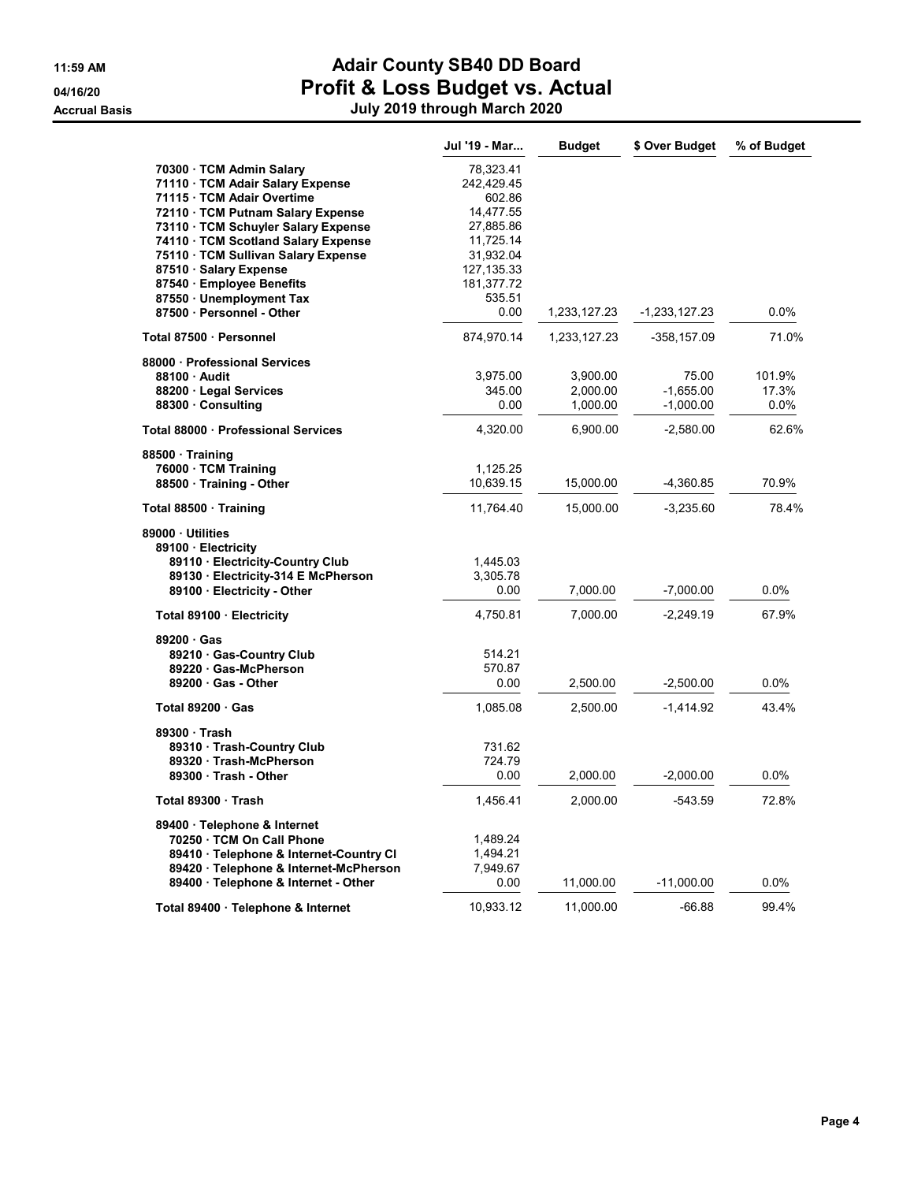# Adair County SB40 DD Board
## Profit & Loss Budget vs. Actual
### July 2019 through March 2020

11:59 AM
04/16/20
Accrual Basis

| | Jul '19 - Mar... | Budget | $ Over Budget | % of Budget |
|---|---|---|---|---|
| 70300 · TCM Admin Salary | 78,323.41 | | | |
| 71110 · TCM Adair Salary Expense | 242,429.45 | | | |
| 71115 · TCM Adair Overtime | 602.86 | | | |
| 72110 · TCM Putnam Salary Expense | 14,477.55 | | | |
| 73110 · TCM Schuyler Salary Expense | 27,885.86 | | | |
| 74110 · TCM Scotland Salary Expense | 11,725.14 | | | |
| 75110 · TCM Sullivan Salary Expense | 31,932.04 | | | |
| 87510 · Salary Expense | 127,135.33 | | | |
| 87540 · Employee Benefits | 181,377.72 | | | |
| 87550 · Unemployment Tax | 535.51 | | | |
| 87500 · Personnel - Other | 0.00 | 1,233,127.23 | -1,233,127.23 | 0.0% |
| **Total 87500 · Personnel** | 874,970.14 | 1,233,127.23 | -358,157.09 | 71.0% |
| **88000 · Professional Services** | | | | |
| 88100 · Audit | 3,975.00 | 3,900.00 | 75.00 | 101.9% |
| 88200 · Legal Services | 345.00 | 2,000.00 | -1,655.00 | 17.3% |
| 88300 · Consulting | 0.00 | 1,000.00 | -1,000.00 | 0.0% |
| **Total 88000 · Professional Services** | 4,320.00 | 6,900.00 | -2,580.00 | 62.6% |
| **88500 · Training** | | | | |
| 76000 · TCM Training | 1,125.25 | | | |
| 88500 · Training - Other | 10,639.15 | 15,000.00 | -4,360.85 | 70.9% |
| **Total 88500 · Training** | 11,764.40 | 15,000.00 | -3,235.60 | 78.4% |
| **89000 · Utilities** | | | | |
| 89100 · Electricity | | | | |
| 89110 · Electricity-Country Club | 1,445.03 | | | |
| 89130 · Electricity-314 E McPherson | 3,305.78 | | | |
| 89100 · Electricity - Other | 0.00 | 7,000.00 | -7,000.00 | 0.0% |
| **Total 89100 · Electricity** | 4,750.81 | 7,000.00 | -2,249.19 | 67.9% |
| 89200 · Gas | | | | |
| 89210 · Gas-Country Club | 514.21 | | | |
| 89220 · Gas-McPherson | 570.87 | | | |
| 89200 · Gas - Other | 0.00 | 2,500.00 | -2,500.00 | 0.0% |
| **Total 89200 · Gas** | 1,085.08 | 2,500.00 | -1,414.92 | 43.4% |
| 89300 · Trash | | | | |
| 89310 · Trash-Country Club | 731.62 | | | |
| 89320 · Trash-McPherson | 724.79 | | | |
| 89300 · Trash - Other | 0.00 | 2,000.00 | -2,000.00 | 0.0% |
| **Total 89300 · Trash** | 1,456.41 | 2,000.00 | -543.59 | 72.8% |
| 89400 · Telephone & Internet | | | | |
| 70250 · TCM On Call Phone | 1,489.24 | | | |
| 89410 · Telephone & Internet-Country Cl | 1,494.21 | | | |
| 89420 · Telephone & Internet-McPherson | 7,949.67 | | | |
| 89400 · Telephone & Internet - Other | 0.00 | 11,000.00 | -11,000.00 | 0.0% |
| **Total 89400 · Telephone & Internet** | 10,933.12 | 11,000.00 | -66.88 | 99.4% |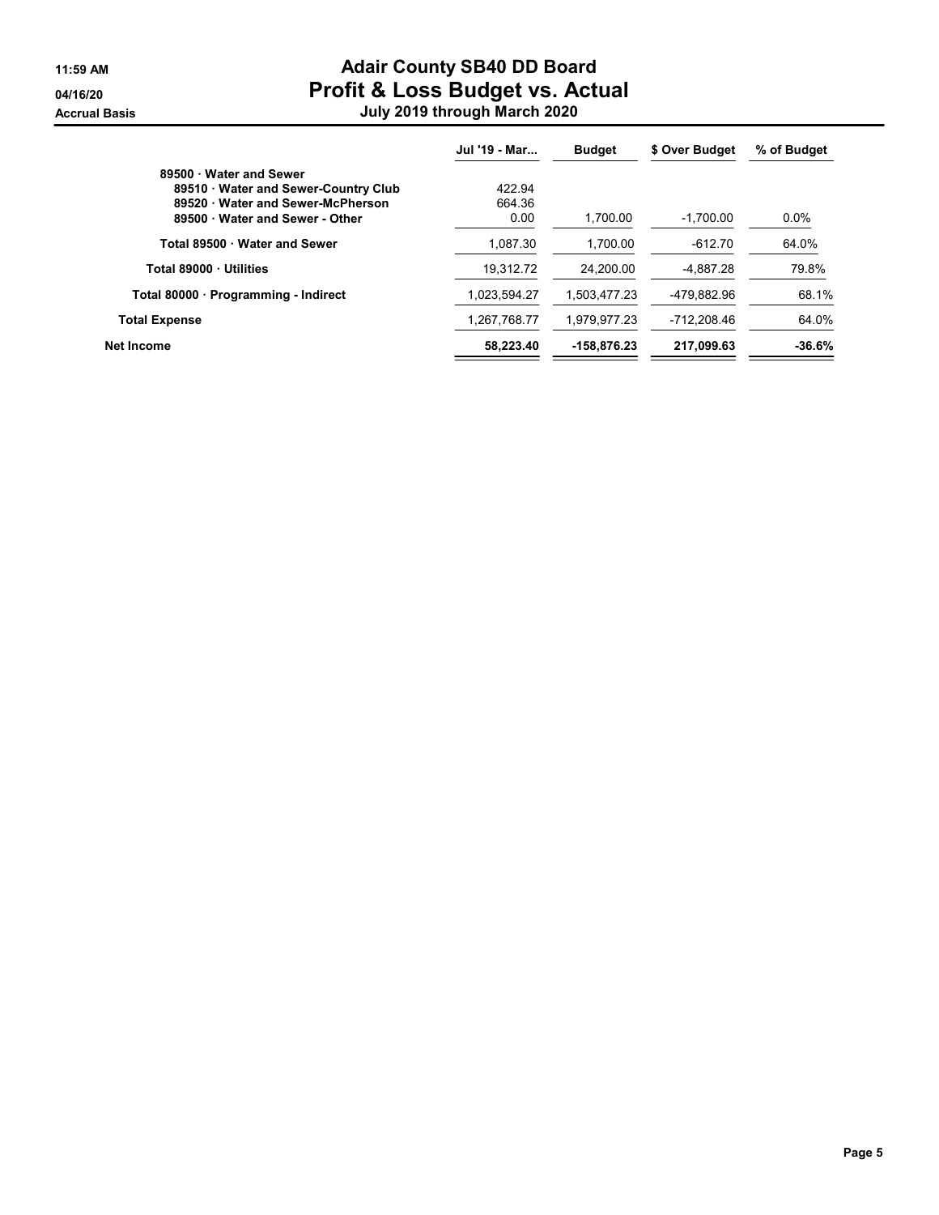**11:59 AM**
**04/16/20**
**Accrual Basis**

# Adair County SB40 DD Board
## Profit & Loss Budget vs. Actual
### July 2019 through March 2020

| | Jul '19 - Mar... | Budget | $ Over Budget | % of Budget |
|---|---|---|---|---|
| 89500 · Water and Sewer | | | | |
| 89510 · Water and Sewer-Country Club | 422.94 | | | |
| 89520 · Water and Sewer-McPherson | 664.36 | | | |
| 89500 · Water and Sewer - Other | 0.00 | 1,700.00 | -1,700.00 | 0.0% |
| Total 89500 · Water and Sewer | 1,087.30 | 1,700.00 | -612.70 | 64.0% |
| Total 89000 · Utilities | 19,312.72 | 24,200.00 | -4,887.28 | 79.8% |
| Total 80000 · Programming - Indirect | 1,023,594.27 | 1,503,477.23 | -479,882.96 | 68.1% |
| Total Expense | 1,267,768.77 | 1,979,977.23 | -712,208.46 | 64.0% |
| **Net Income** | **58,223.40** | **-158,876.23** | **217,099.63** | **-36.6%** |